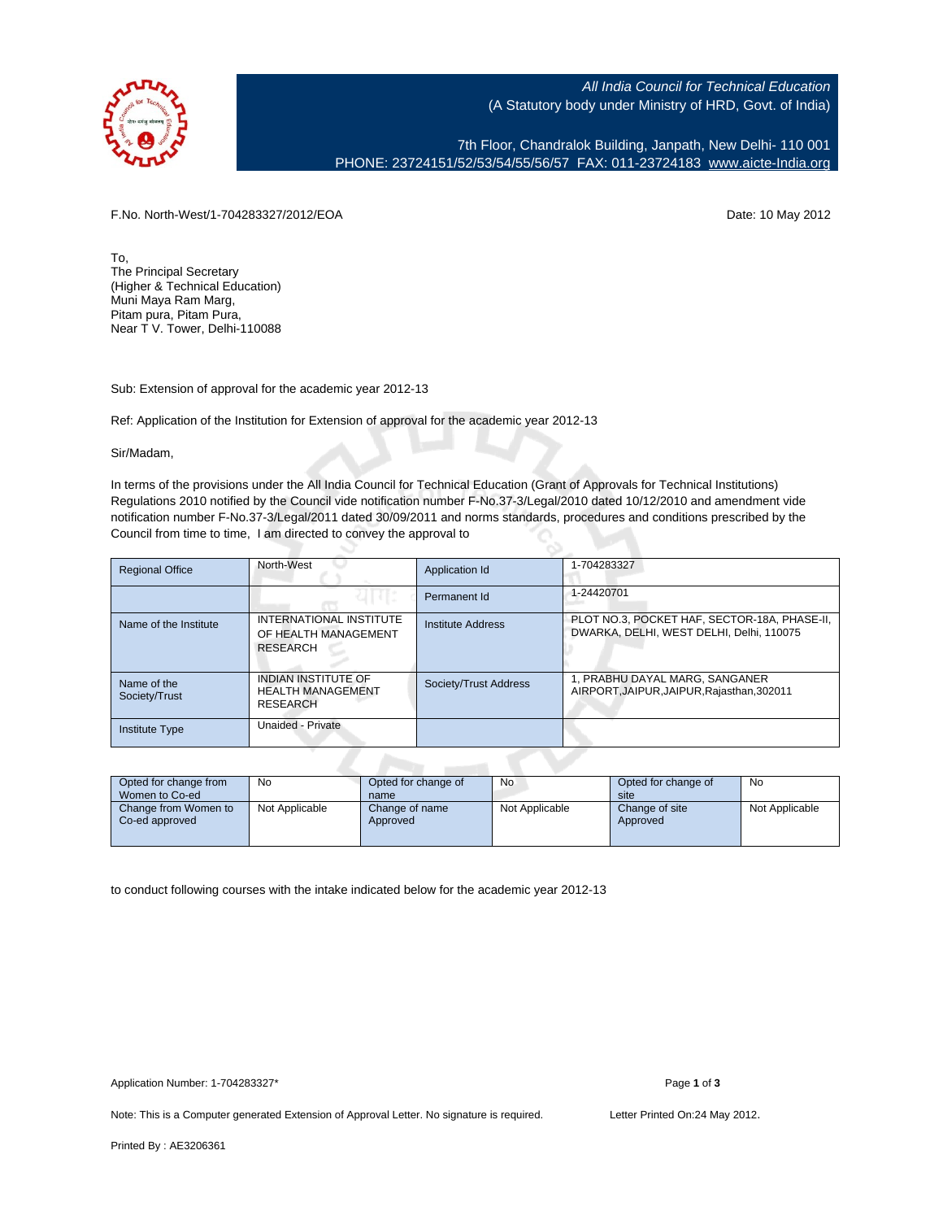*All India Council for Technical Education*
(A Statutory body under Ministry of HRD, Govt. of India)

7th Floor, Chandralok Building, Janpath, New Delhi- 110 001
PHONE: 23724151/52/53/54/55/56/57 FAX: 011-23724183 www.aicte-India.org

F.No. North-West/1-704283327/2012/EOA

Date: 10 May 2012

To,
The Principal Secretary
(Higher & Technical Education)
Muni Maya Ram Marg,
Pitam pura, Pitam Pura,
Near T V. Tower, Delhi-110088

Sub: Extension of approval for the academic year 2012-13

Ref: Application of the Institution for Extension of approval for the academic year 2012-13

Sir/Madam,

In terms of the provisions under the All India Council for Technical Education (Grant of Approvals for Technical Institutions) Regulations 2010 notified by the Council vide notification number F-No.37-3/Legal/2010 dated 10/12/2010 and amendment vide notification number F-No.37-3/Legal/2011 dated 30/09/2011 and norms standards, procedures and conditions prescribed by the Council from time to time, I am directed to convey the approval to

| Regional Office | North-West | Application Id | 1-704283327 |
|---|---|---|---|
| | | Permanent Id | 1-24420701 |
| Name of the Institute | INTERNATIONAL INSTITUTE OF HEALTH MANAGEMENT RESEARCH | Institute Address | PLOT NO.3, POCKET HAF, SECTOR-18A, PHASE-II, DWARKA, DELHI, WEST DELHI, Delhi, 110075 |
| Name of the Society/Trust | INDIAN INSTITUTE OF HEALTH MANAGEMENT RESEARCH | Society/Trust Address | 1, PRABHU DAYAL MARG, SANGANER AIRPORT,JAIPUR,JAIPUR,Rajasthan,302011 |
| Institute Type | Unaided - Private | | |

| Opted for change from Women to Co-ed | No | Opted for change of name | No | Opted for change of site | No |
|---|---|---|---|---|---|
| Change from Women to Co-ed approved | Not Applicable | Change of name Approved | Not Applicable | Change of site Approved | Not Applicable |

to conduct following courses with the intake indicated below for the academic year 2012-13

Application Number: 1-704283327*

Note: This is a Computer generated Extension of Approval Letter. No signature is required.

Letter Printed On:24 May 2012.

Printed By : AE3206361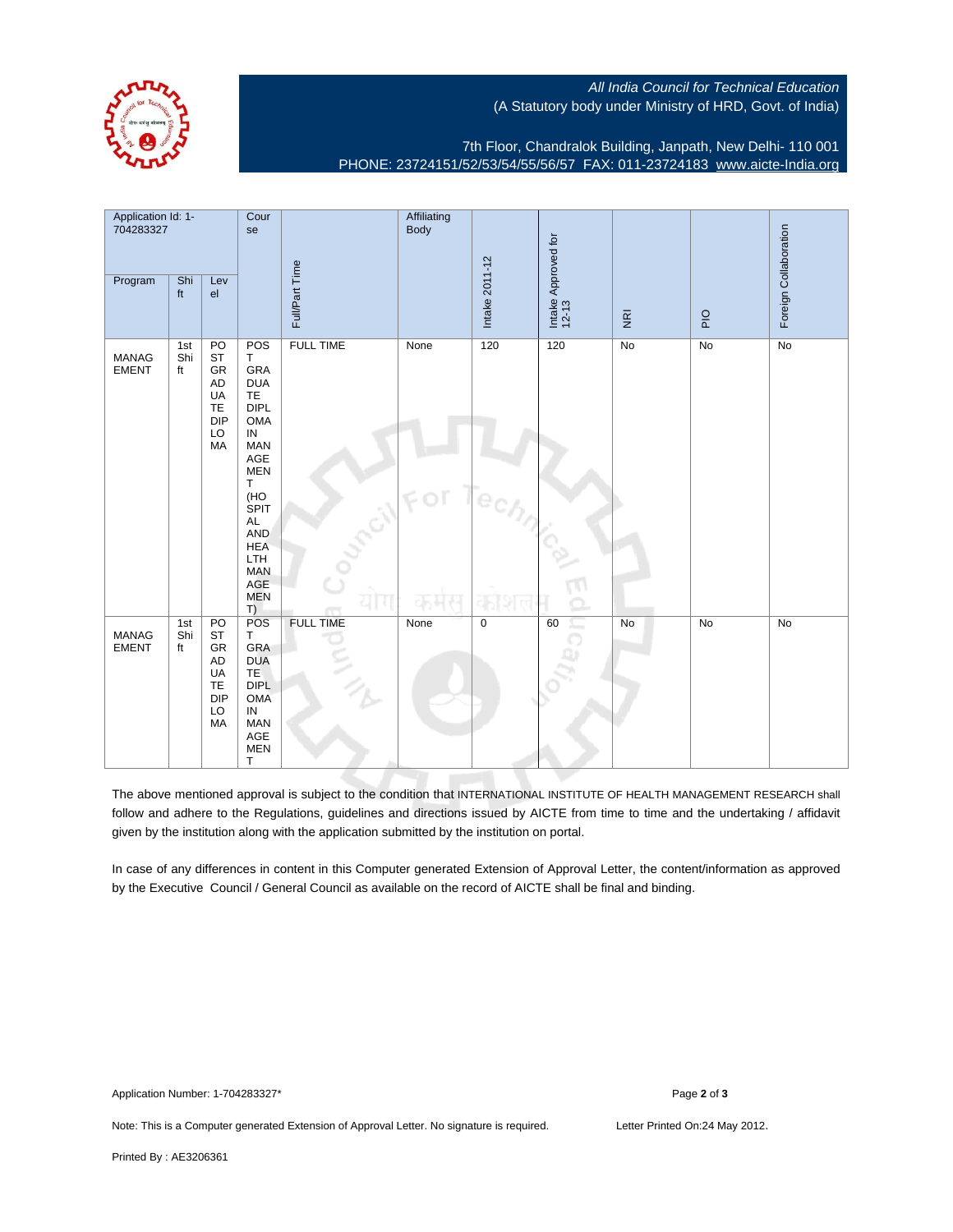All India Council for Technical Education
(A Statutory body under Ministry of HRD, Govt. of India)

7th Floor, Chandralok Building, Janpath, New Delhi- 110 001
PHONE: 23724151/52/53/54/55/56/57 FAX: 011-23724183 www.aicte-India.org

| Application Id: 1-704283327 | | | Course | Full/Part Time | Affiliating Body | Intake 2011-12 | Intake Approved for 12-13 | NRI | PIO | Foreign Collaboration |
|---|---|---|---|---|---|---|---|---|---|---|
| Program | Shift | Level | | | | | | | | |
| MANAGEMENT | 1st Shift | POST GRADUATE DIPLOMA | POST GRADUATE DIPLOMA IN MANAGEMENT (HOSPITAL AND HEALTH MANAGEMENT) | FULL TIME | None | 120 | 120 | No | No | No |
| MANAGEMENT | 1st Shift | POST GRADUATE DIPLOMA | POST GRADUATE DIPLOMA IN MANAGEMENT | FULL TIME | None | 0 | 60 | No | No | No |

The above mentioned approval is subject to the condition that INTERNATIONAL INSTITUTE OF HEALTH MANAGEMENT RESEARCH shall follow and adhere to the Regulations, guidelines and directions issued by AICTE from time to time and the undertaking / affidavit given by the institution along with the application submitted by the institution on portal.

In case of any differences in content in this Computer generated Extension of Approval Letter, the content/information as approved by the Executive Council / General Council as available on the record of AICTE shall be final and binding.

Application Number: 1-704283327*

Note: This is a Computer generated Extension of Approval Letter. No signature is required. Letter Printed On:24 May 2012.

Printed By : AE3206361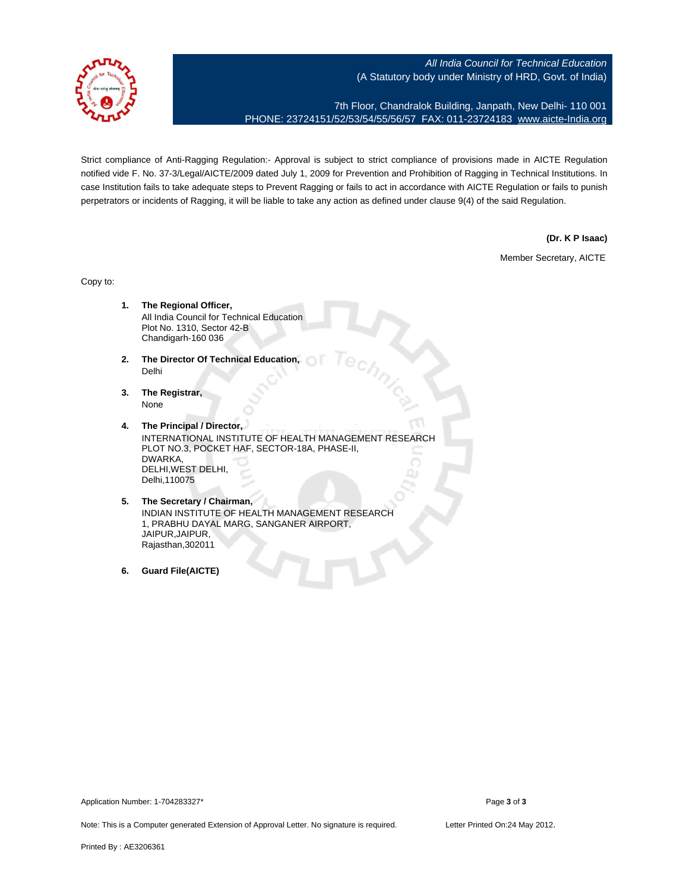*All India Council for Technical Education*
(A Statutory body under Ministry of HRD, Govt. of India)

7th Floor, Chandralok Building, Janpath, New Delhi- 110 001
PHONE: 23724151/52/53/54/55/56/57 FAX: 011-23724183 www.aicte-India.org

Strict compliance of Anti-Ragging Regulation:- Approval is subject to strict compliance of provisions made in AICTE Regulation notified vide F. No. 37-3/Legal/AICTE/2009 dated July 1, 2009 for Prevention and Prohibition of Ragging in Technical Institutions. In case Institution fails to take adequate steps to Prevent Ragging or fails to act in accordance with AICTE Regulation or fails to punish perpetrators or incidents of Ragging, it will be liable to take any action as defined under clause 9(4) of the said Regulation.

**(Dr. K P Isaac)**

Member Secretary, AICTE

Copy to:

1. **The Regional Officer,**
   All India Council for Technical Education
   Plot No. 1310, Sector 42-B
   Chandigarh-160 036

2. **The Director Of Technical Education,**
   Delhi

3. **The Registrar,**
   None

4. **The Principal / Director,**
   INTERNATIONAL INSTITUTE OF HEALTH MANAGEMENT RESEARCH
   PLOT NO.3, POCKET HAF, SECTOR-18A, PHASE-II,
   DWARKA,
   DELHI,WEST DELHI,
   Delhi,110075

5. **The Secretary / Chairman,**
   INDIAN INSTITUTE OF HEALTH MANAGEMENT RESEARCH
   1, PRABHU DAYAL MARG, SANGANER AIRPORT,
   JAIPUR,JAIPUR,
   Rajasthan,302011

6. **Guard File(AICTE)**

Application Number: 1-704283327*

Note: This is a Computer generated Extension of Approval Letter. No signature is required.

Letter Printed On:24 May 2012.

Printed By : AE3206361